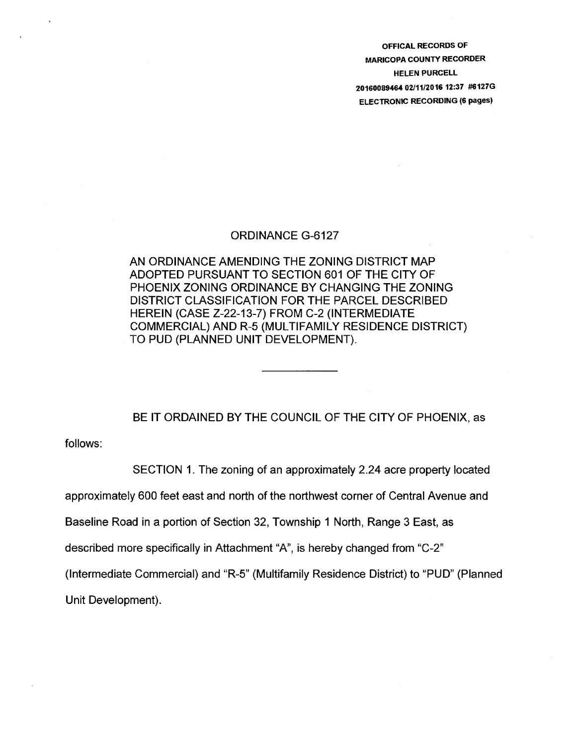OFFICAL RECORDS OF
MARICOPA COUNTY RECORDER
HELEN PURCELL
20160089464 02/11/2016 12:37 #6127G
ELECTRONIC RECORDING (6 pages)

# ORDINANCE G-6127

AN ORDINANCE AMENDING THE ZONING DISTRICT MAP ADOPTED PURSUANT TO SECTION 601 OF THE CITY OF PHOENIX ZONING ORDINANCE BY CHANGING THE ZONING DISTRICT CLASSIFICATION FOR THE PARCEL DESCRIBED HEREIN (CASE Z-22-13-7) FROM C-2 (INTERMEDIATE COMMERCIAL) AND R-5 (MULTIFAMILY RESIDENCE DISTRICT) TO PUD (PLANNED UNIT DEVELOPMENT).

---

BE IT ORDAINED BY THE COUNCIL OF THE CITY OF PHOENIX, as follows:

SECTION 1. The zoning of an approximately 2.24 acre property located approximately 600 feet east and north of the northwest corner of Central Avenue and Baseline Road in a portion of Section 32, Township 1 North, Range 3 East, as described more specifically in Attachment "A", is hereby changed from "C-2" (Intermediate Commercial) and "R-5" (Multifamily Residence District) to "PUD" (Planned Unit Development).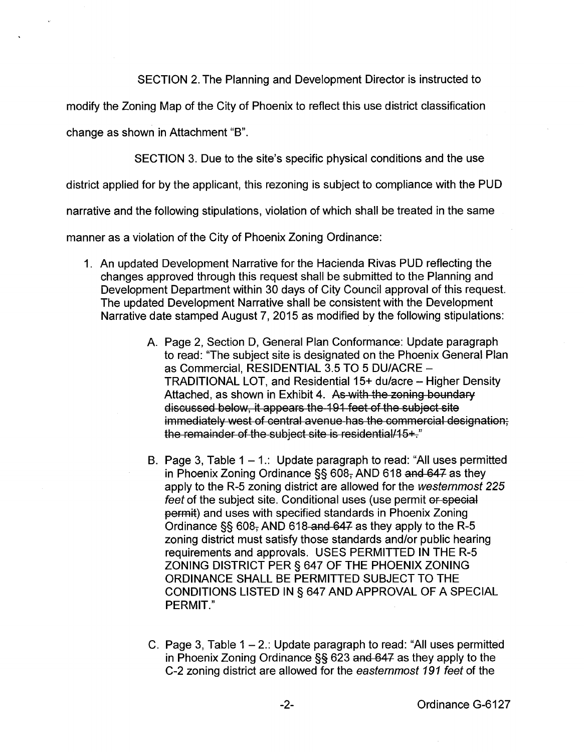SECTION 2. The Planning and Development Director is instructed to modify the Zoning Map of the City of Phoenix to reflect this use district classification change as shown in Attachment "B".

SECTION 3. Due to the site's specific physical conditions and the use district applied for by the applicant, this rezoning is subject to compliance with the PUD narrative and the following stipulations, violation of which shall be treated in the same manner as a violation of the City of Phoenix Zoning Ordinance:

1. An updated Development Narrative for the Hacienda Rivas PUD reflecting the changes approved through this request shall be submitted to the Planning and Development Department within 30 days of City Council approval of this request. The updated Development Narrative shall be consistent with the Development Narrative date stamped August 7, 2015 as modified by the following stipulations:

    A. Page 2, Section D, General Plan Conformance: Update paragraph to read: "The subject site is designated on the Phoenix General Plan as Commercial, RESIDENTIAL 3.5 TO 5 DU/ACRE – TRADITIONAL LOT, and Residential 15+ du/acre – Higher Density Attached, as shown in Exhibit 4. ~~As with the zoning boundary discussed below, it appears the 191 feet of the subject site immediately west of central avenue has the commercial designation; the remainder of the subject site is residential/15+.~~"

    B. Page 3, Table 1 – 1.: Update paragraph to read: "All uses permitted in Phoenix Zoning Ordinance §§ 608~~,~~ AND 618 ~~and 647~~ as they apply to the R-5 zoning district are allowed for the *westernmost 225 feet* of the subject site. Conditional uses (use permit ~~or special permit~~) and uses with specified standards in Phoenix Zoning Ordinance §§ 608~~,~~ AND 618 ~~and 647~~ as they apply to the R-5 zoning district must satisfy those standards and/or public hearing requirements and approvals. USES PERMITTED IN THE R-5 ZONING DISTRICT PER § 647 OF THE PHOENIX ZONING ORDINANCE SHALL BE PERMITTED SUBJECT TO THE CONDITIONS LISTED IN § 647 AND APPROVAL OF A SPECIAL PERMIT."

    C. Page 3, Table 1 – 2.: Update paragraph to read: "All uses permitted in Phoenix Zoning Ordinance §§ 623 ~~and 647~~ as they apply to the C-2 zoning district are allowed for the *easternmost 191 feet* of the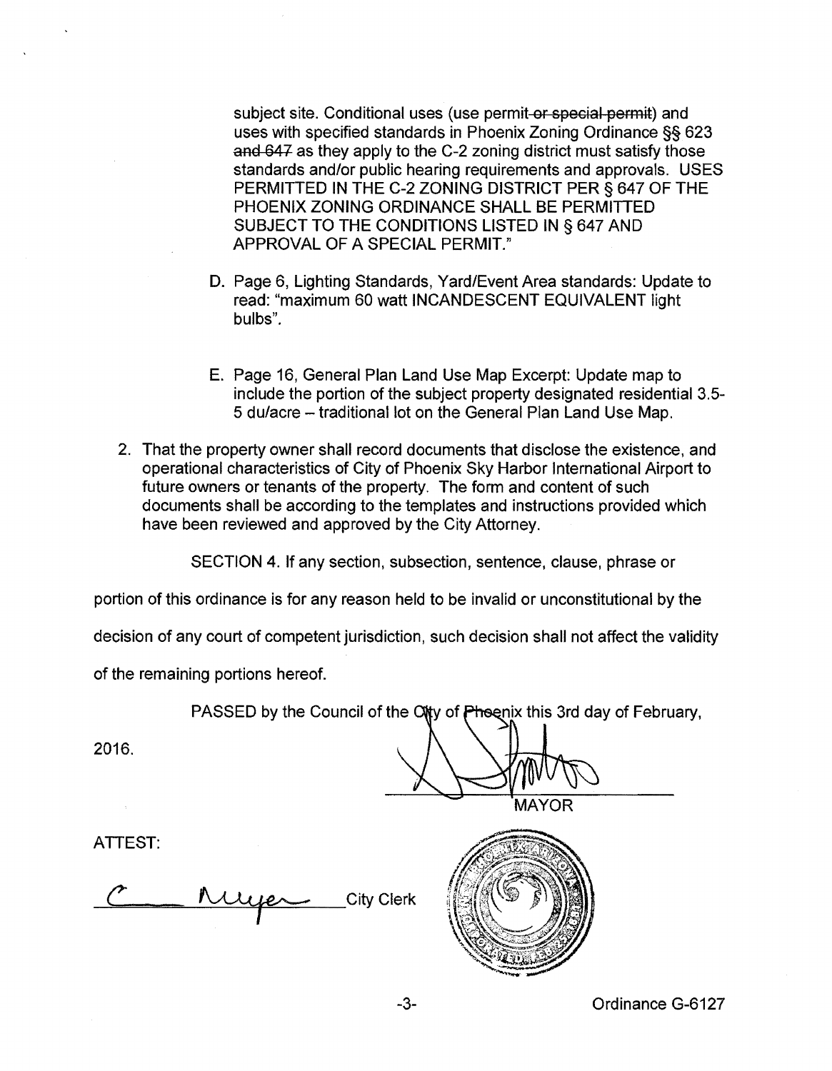subject site. Conditional uses (use permit ~~or special permit~~) and uses with specified standards in Phoenix Zoning Ordinance §§ 623 ~~and 647~~ as they apply to the C-2 zoning district must satisfy those standards and/or public hearing requirements and approvals. USES PERMITTED IN THE C-2 ZONING DISTRICT PER § 647 OF THE PHOENIX ZONING ORDINANCE SHALL BE PERMITTED SUBJECT TO THE CONDITIONS LISTED IN § 647 AND APPROVAL OF A SPECIAL PERMIT."

D. Page 6, Lighting Standards, Yard/Event Area standards: Update to read: "maximum 60 watt INCANDESCENT EQUIVALENT light bulbs".

E. Page 16, General Plan Land Use Map Excerpt: Update map to include the portion of the subject property designated residential 3.5-5 du/acre – traditional lot on the General Plan Land Use Map.

2. That the property owner shall record documents that disclose the existence, and operational characteristics of City of Phoenix Sky Harbor International Airport to future owners or tenants of the property. The form and content of such documents shall be according to the templates and instructions provided which have been reviewed and approved by the City Attorney.

SECTION 4. If any section, subsection, sentence, clause, phrase or portion of this ordinance is for any reason held to be invalid or unconstitutional by the decision of any court of competent jurisdiction, such decision shall not affect the validity of the remaining portions hereof.

PASSED by the Council of the City of Phoenix this 3rd day of February, 2016.

MAYOR

ATTEST:

City Clerk

Ordinance G-6127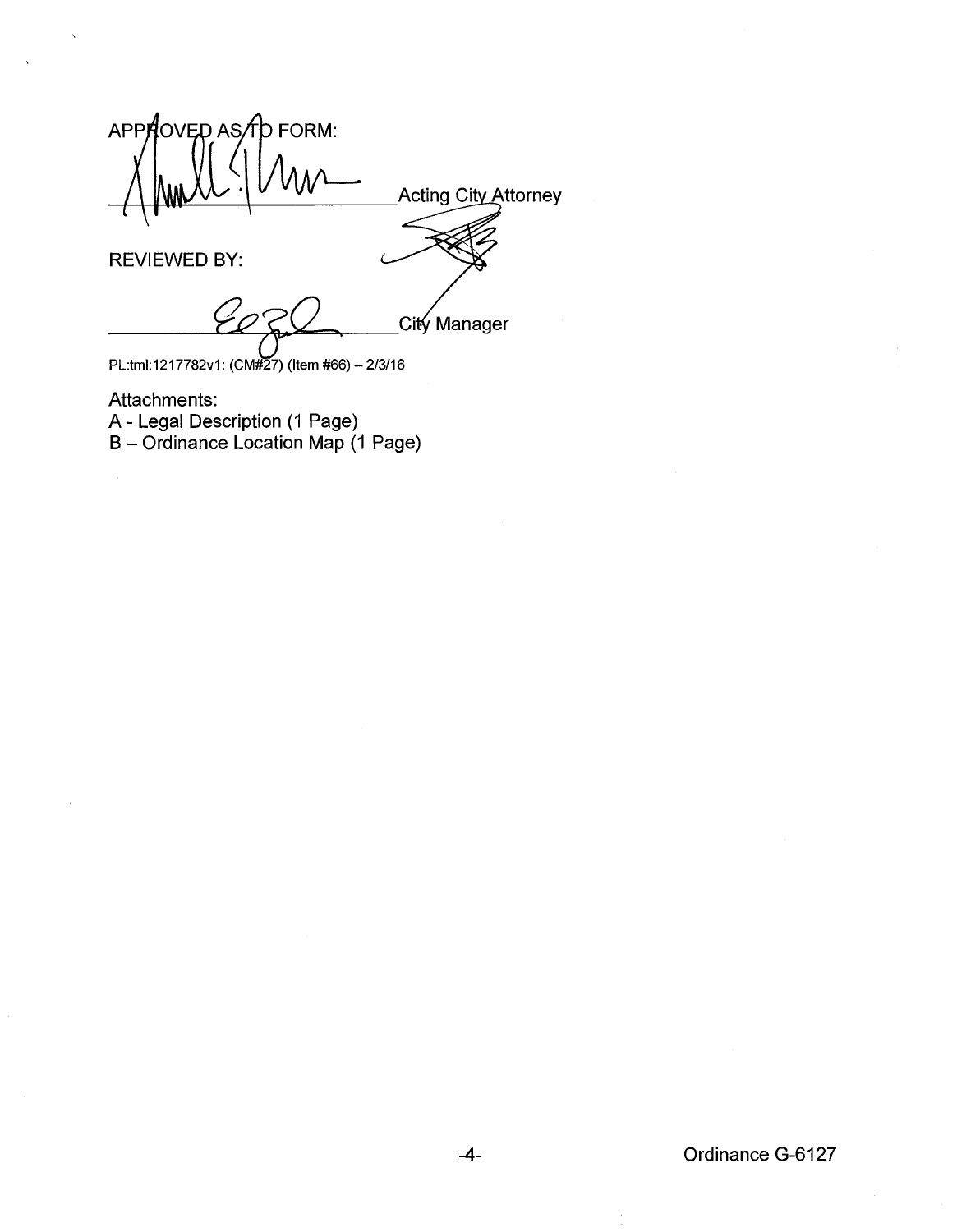APPROVED AS TO FORM:

\_\_\_\_\_\_\_\_\_\_\_\_\_\_\_\_\_\_\_\_\_\_\_\_\_\_\_\_\_\_ Acting City Attorney

REVIEWED BY:

\_\_\_\_\_\_\_\_\_\_\_\_\_\_\_\_\_\_\_\_\_\_\_\_\_\_\_\_\_\_ City Manager

PL:tml:1217782v1: (CM#27) (Item #66) – 2/3/16

Attachments:
A - Legal Description (1 Page)
B – Ordinance Location Map (1 Page)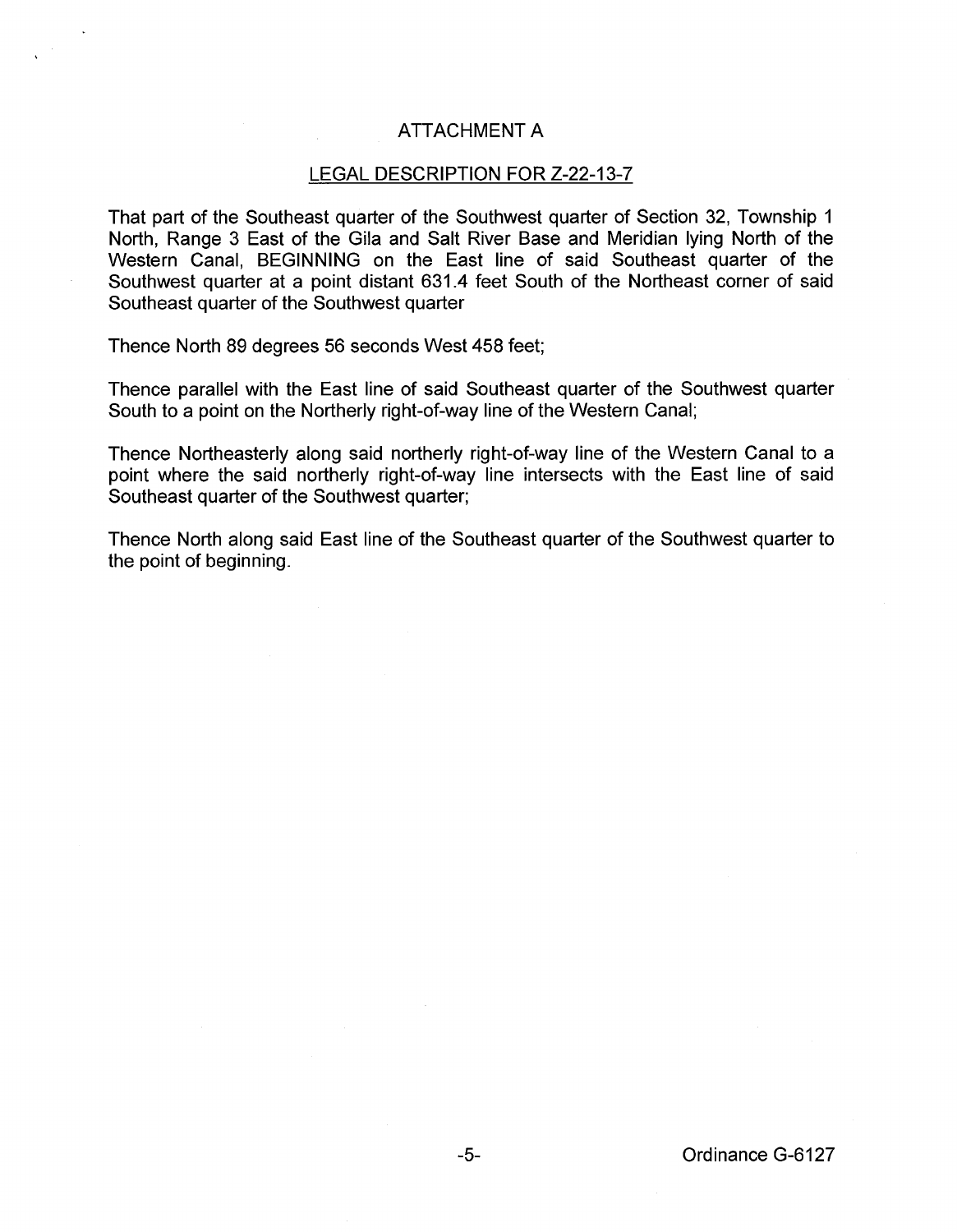# ATTACHMENT A

## LEGAL DESCRIPTION FOR Z-22-13-7

That part of the Southeast quarter of the Southwest quarter of Section 32, Township 1 North, Range 3 East of the Gila and Salt River Base and Meridian lying North of the Western Canal, BEGINNING on the East line of said Southeast quarter of the Southwest quarter at a point distant 631.4 feet South of the Northeast corner of said Southeast quarter of the Southwest quarter

Thence North 89 degrees 56 seconds West 458 feet;

Thence parallel with the East line of said Southeast quarter of the Southwest quarter South to a point on the Northerly right-of-way line of the Western Canal;

Thence Northeasterly along said northerly right-of-way line of the Western Canal to a point where the said northerly right-of-way line intersects with the East line of said Southeast quarter of the Southwest quarter;

Thence North along said East line of the Southeast quarter of the Southwest quarter to the point of beginning.

Ordinance G-6127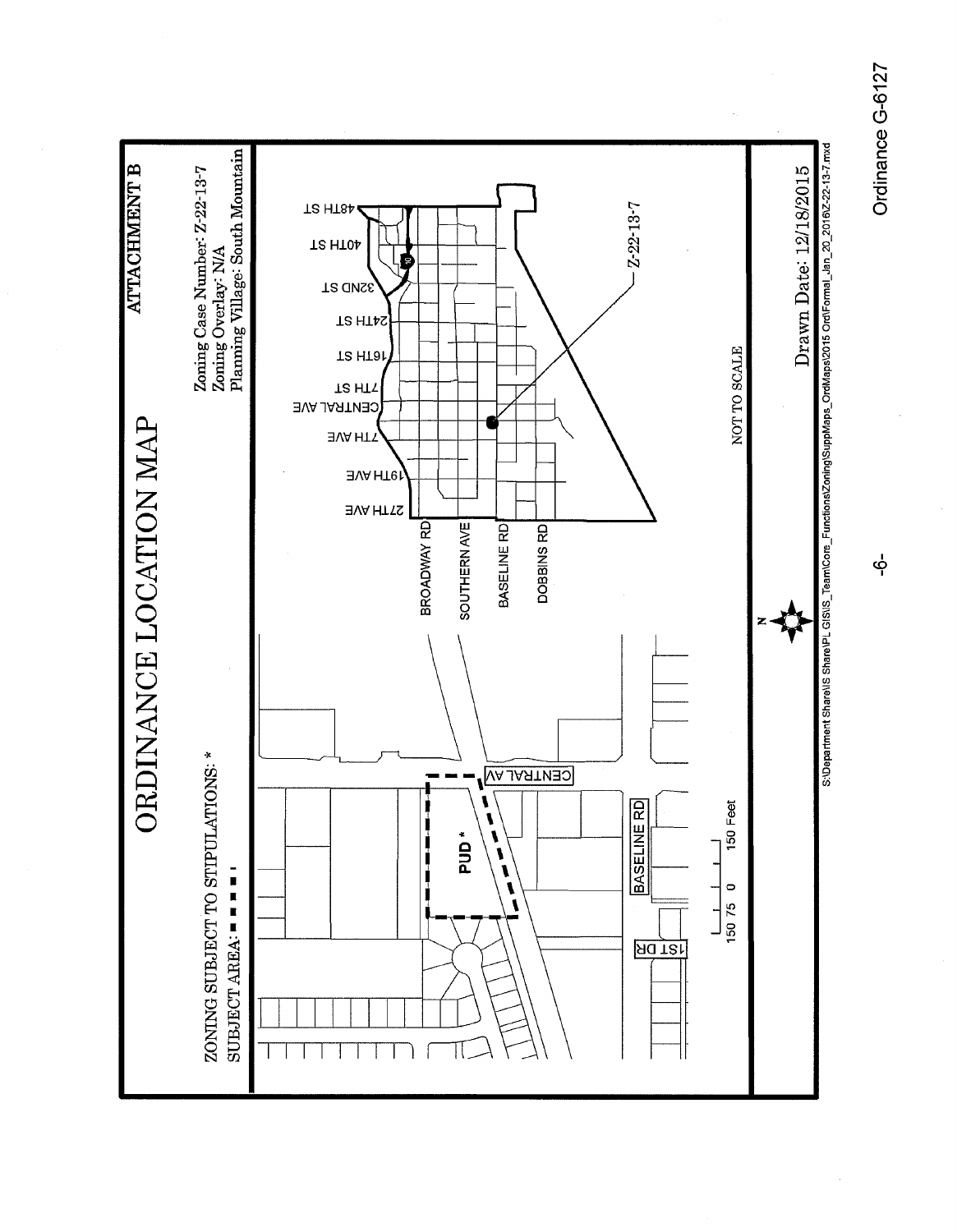# ORDINANCE LOCATION MAP

ATTACHMENT B

ZONING SUBJECT TO STIPULATIONS: *

SUBJECT AREA: ■ ■ ■ ■ ■

Zoning Case Number: Z-22-13-7

Zoning Overlay: N/A

Planning Village: South Mountain

PUD *

CENTRAL AV

BASELINE RD

1ST DR

150 75 0 150 Feet

BROADWAY RD

SOUTHERN AVE

BASELINE RD

DOBBINS RD

27TH AVE

19TH AVE

7TH AVE

CENTRAL AVE

7TH ST

16TH ST

24TH ST

32ND ST

40TH ST

48TH ST

Z-22-13-7

NOT TO SCALE

N

Drawn Date: 12/18/2015

S:\Department Share\IS Share\PL GIS\IS_Team\Core_Functions\Zoning\SuppMaps_OrdMaps\2015 Ord\Formal_Jan_20_2016\Z-22-13-7.mxd

Ordinance G-6127